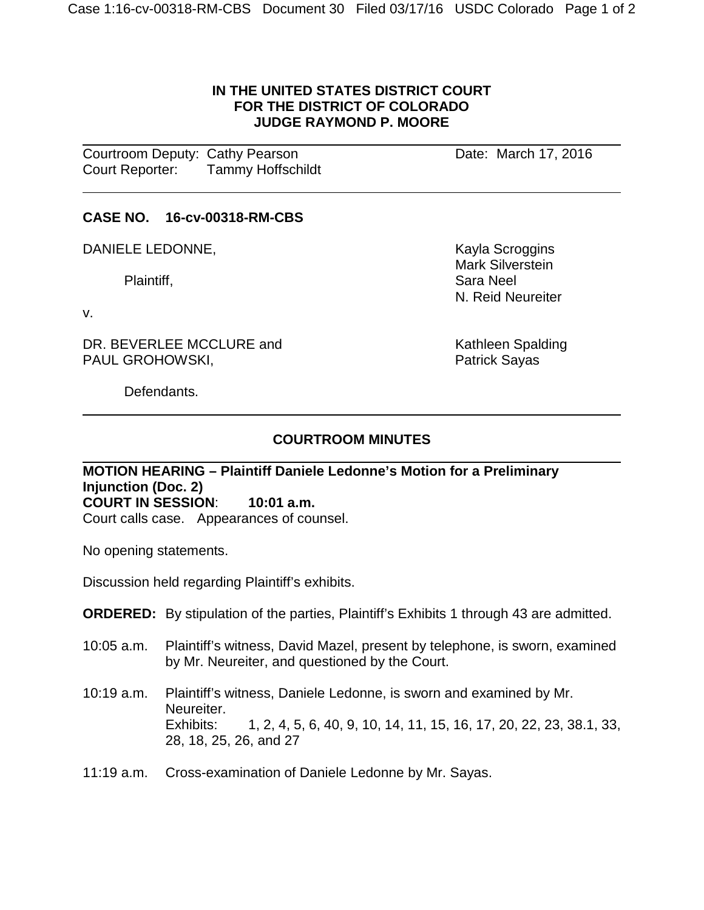**IN THE UNITED STATES DISTRICT COURT**
**FOR THE DISTRICT OF COLORADO**
**JUDGE RAYMOND P. MOORE**

Courtroom Deputy: Cathy Pearson
Court Reporter: Tammy Hoffschildt

Date: March 17, 2016

---

**CASE NO. 16-cv-00318-RM-CBS**

DANIELE LEDONNE,

Plaintiff,

v.

DR. BEVERLEE MCCLURE and
PAUL GROHOWSKI,

Defendants.

Kayla Scroggins
Mark Silverstein
Sara Neel
N. Reid Neureiter

Kathleen Spalding
Patrick Sayas

---

**COURTROOM MINUTES**

---

**MOTION HEARING – Plaintiff Daniele Ledonne's Motion for a Preliminary Injunction (Doc. 2)**
**COURT IN SESSION**: **10:01 a.m.**
Court calls case. Appearances of counsel.

No opening statements.

Discussion held regarding Plaintiff's exhibits.

**ORDERED:** By stipulation of the parties, Plaintiff's Exhibits 1 through 43 are admitted.

10:05 a.m. Plaintiff's witness, David Mazel, present by telephone, is sworn, examined by Mr. Neureiter, and questioned by the Court.

10:19 a.m. Plaintiff's witness, Daniele Ledonne, is sworn and examined by Mr. Neureiter.
Exhibits: 1, 2, 4, 5, 6, 40, 9, 10, 14, 11, 15, 16, 17, 20, 22, 23, 38.1, 33, 28, 18, 25, 26, and 27

11:19 a.m. Cross-examination of Daniele Ledonne by Mr. Sayas.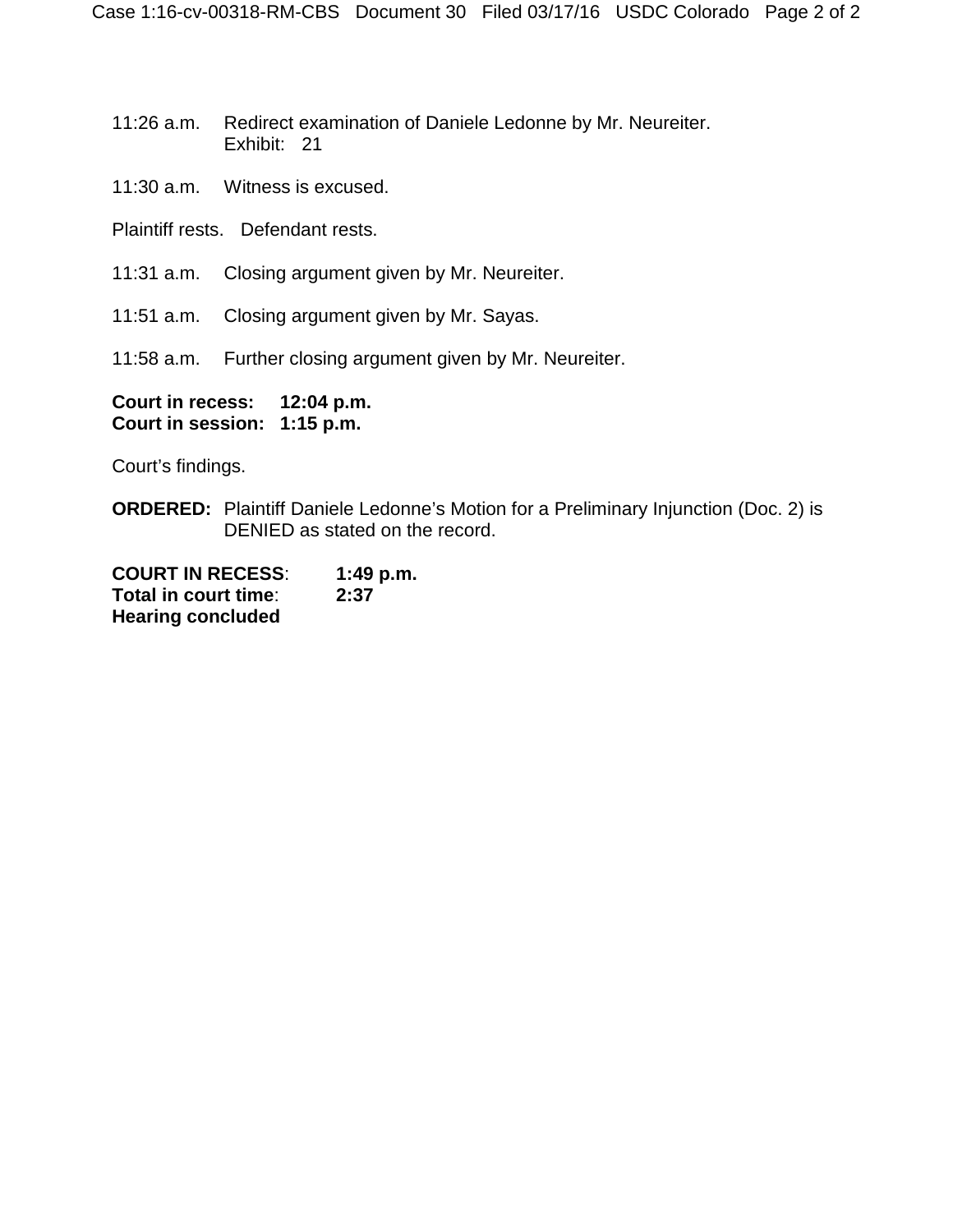11:26 a.m. Redirect examination of Daniele Ledonne by Mr. Neureiter.
Exhibit: 21

11:30 a.m. Witness is excused.

Plaintiff rests. Defendant rests.

11:31 a.m. Closing argument given by Mr. Neureiter.

11:51 a.m. Closing argument given by Mr. Sayas.

11:58 a.m. Further closing argument given by Mr. Neureiter.

**Court in recess: 12:04 p.m.**
**Court in session: 1:15 p.m.**

Court's findings.

**ORDERED:** Plaintiff Daniele Ledonne's Motion for a Preliminary Injunction (Doc. 2) is DENIED as stated on the record.

**COURT IN RECESS**: **1:49 p.m.**
**Total in court time**: **2:37**
**Hearing concluded**